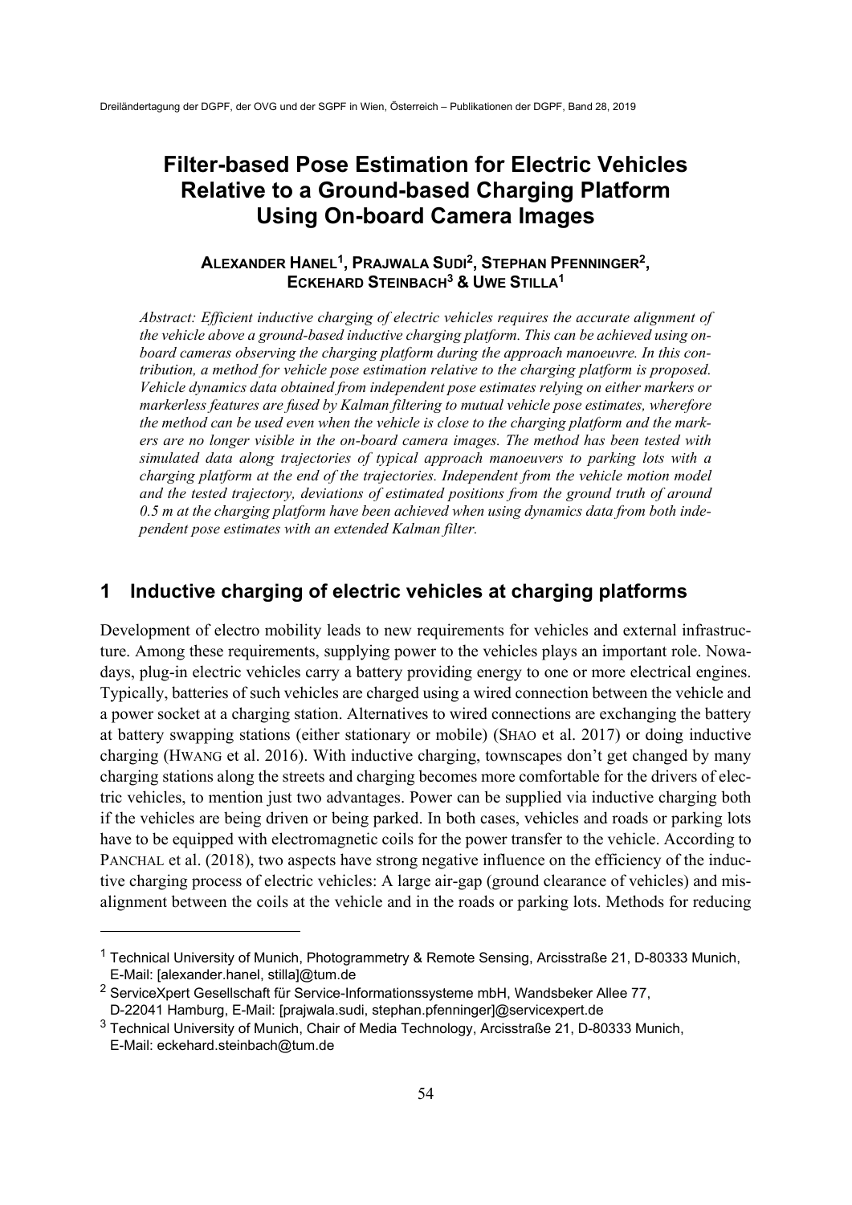# Filter-based Pose Estimation for Electric Vehicles Relative to a Ground-based Charging Platform Using On-board Camera Images

**ALEXANDER HANEL[1], PRAJWALA SUDI[2], STEPHAN PFENNINGER[2], ECKEHARD STEINBACH[3] & UWE STILLA[1]**

*Abstract: Efficient inductive charging of electric vehicles requires the accurate alignment of the vehicle above a ground-based inductive charging platform. This can be achieved using on-board cameras observing the charging platform during the approach manoeuvre. In this contribution, a method for vehicle pose estimation relative to the charging platform is proposed. Vehicle dynamics data obtained from independent pose estimates relying on either markers or markerless features are fused by Kalman filtering to mutual vehicle pose estimates, wherefore the method can be used even when the vehicle is close to the charging platform and the markers are no longer visible in the on-board camera images. The method has been tested with simulated data along trajectories of typical approach manoeuvers to parking lots with a charging platform at the end of the trajectories. Independent from the vehicle motion model and the tested trajectory, deviations of estimated positions from the ground truth of around 0.5 m at the charging platform have been achieved when using dynamics data from both independent pose estimates with an extended Kalman filter.*

## 1 Inductive charging of electric vehicles at charging platforms

Development of electro mobility leads to new requirements for vehicles and external infrastructure. Among these requirements, supplying power to the vehicles plays an important role. Nowadays, plug-in electric vehicles carry a battery providing energy to one or more electrical engines. Typically, batteries of such vehicles are charged using a wired connection between the vehicle and a power socket at a charging station. Alternatives to wired connections are exchanging the battery at battery swapping stations (either stationary or mobile) (SHAO et al. 2017) or doing inductive charging (HWANG et al. 2016). With inductive charging, townscapes don't get changed by many charging stations along the streets and charging becomes more comfortable for the drivers of electric vehicles, to mention just two advantages. Power can be supplied via inductive charging both if the vehicles are being driven or being parked. In both cases, vehicles and roads or parking lots have to be equipped with electromagnetic coils for the power transfer to the vehicle. According to PANCHAL et al. (2018), two aspects have strong negative influence on the efficiency of the inductive charging process of electric vehicles: A large air-gap (ground clearance of vehicles) and misalignment between the coils at the vehicle and in the roads or parking lots. Methods for reducing

---

[1] Technical University of Munich, Photogrammetry & Remote Sensing, Arcisstraße 21, D-80333 Munich, E-Mail: [alexander.hanel, stilla]@tum.de

[2] ServiceXpert Gesellschaft für Service-Informationssysteme mbH, Wandsbeker Allee 77, D-22041 Hamburg, E-Mail: [prajwala.sudi, stephan.pfenninger]@servicexpert.de

[3] Technical University of Munich, Chair of Media Technology, Arcisstraße 21, D-80333 Munich, E-Mail: eckehard.steinbach@tum.de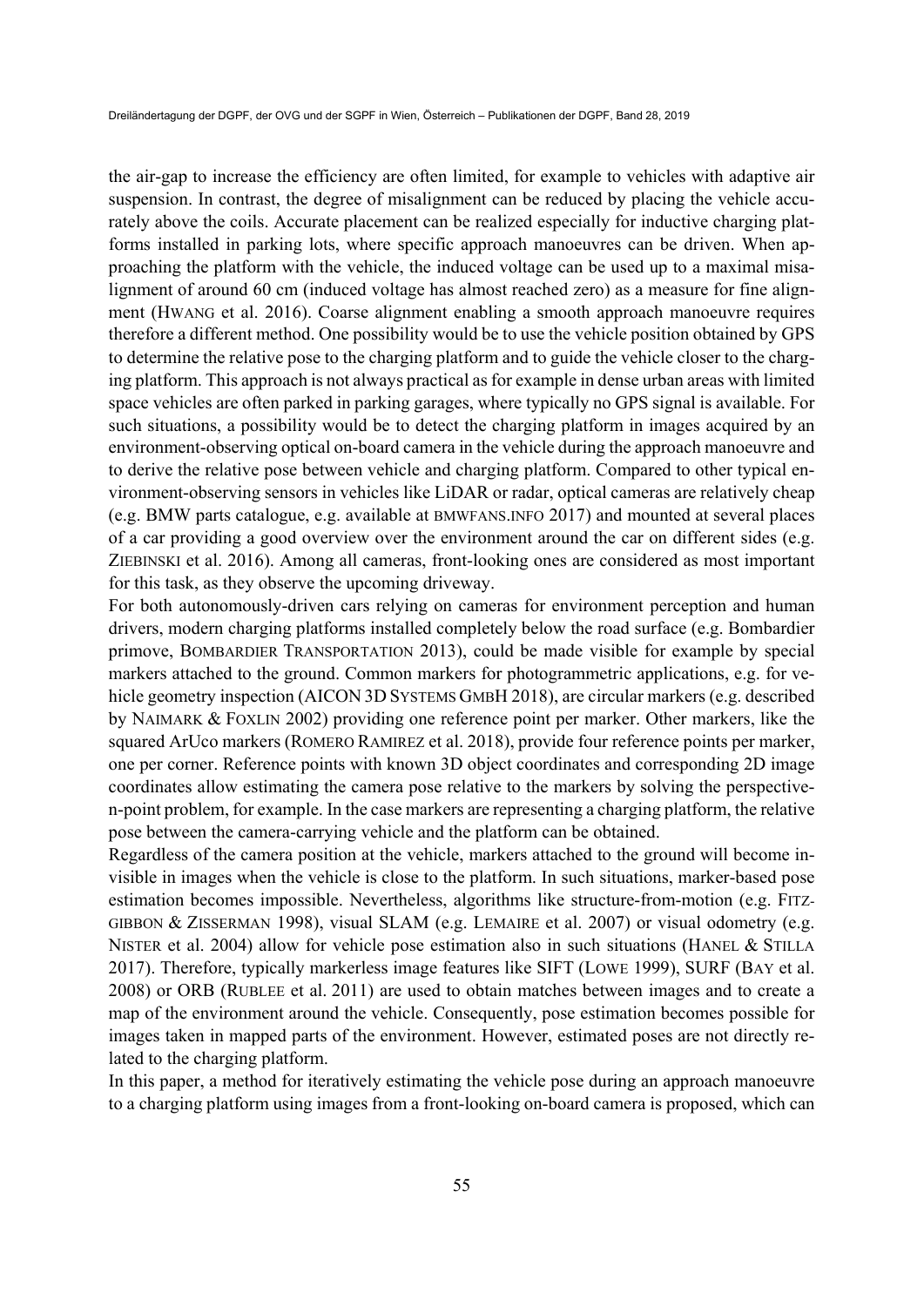the air-gap to increase the efficiency are often limited, for example to vehicles with adaptive air suspension. In contrast, the degree of misalignment can be reduced by placing the vehicle accurately above the coils. Accurate placement can be realized especially for inductive charging platforms installed in parking lots, where specific approach manoeuvres can be driven. When approaching the platform with the vehicle, the induced voltage can be used up to a maximal misalignment of around 60 cm (induced voltage has almost reached zero) as a measure for fine alignment (HWANG et al. 2016). Coarse alignment enabling a smooth approach manoeuvre requires therefore a different method. One possibility would be to use the vehicle position obtained by GPS to determine the relative pose to the charging platform and to guide the vehicle closer to the charging platform. This approach is not always practical as for example in dense urban areas with limited space vehicles are often parked in parking garages, where typically no GPS signal is available. For such situations, a possibility would be to detect the charging platform in images acquired by an environment-observing optical on-board camera in the vehicle during the approach manoeuvre and to derive the relative pose between vehicle and charging platform. Compared to other typical environment-observing sensors in vehicles like LiDAR or radar, optical cameras are relatively cheap (e.g. BMW parts catalogue, e.g. available at BMWFANS.INFO 2017) and mounted at several places of a car providing a good overview over the environment around the car on different sides (e.g. ZIEBINSKI et al. 2016). Among all cameras, front-looking ones are considered as most important for this task, as they observe the upcoming driveway.

For both autonomously-driven cars relying on cameras for environment perception and human drivers, modern charging platforms installed completely below the road surface (e.g. Bombardier primove, BOMBARDIER TRANSPORTATION 2013), could be made visible for example by special markers attached to the ground. Common markers for photogrammetric applications, e.g. for vehicle geometry inspection (AICON 3D SYSTEMS GMBH 2018), are circular markers (e.g. described by NAIMARK & FOXLIN 2002) providing one reference point per marker. Other markers, like the squared ArUco markers (ROMERO RAMIREZ et al. 2018), provide four reference points per marker, one per corner. Reference points with known 3D object coordinates and corresponding 2D image coordinates allow estimating the camera pose relative to the markers by solving the perspective-n-point problem, for example. In the case markers are representing a charging platform, the relative pose between the camera-carrying vehicle and the platform can be obtained.

Regardless of the camera position at the vehicle, markers attached to the ground will become invisible in images when the vehicle is close to the platform. In such situations, marker-based pose estimation becomes impossible. Nevertheless, algorithms like structure-from-motion (e.g. FITZGIBBON & ZISSERMAN 1998), visual SLAM (e.g. LEMAIRE et al. 2007) or visual odometry (e.g. NISTER et al. 2004) allow for vehicle pose estimation also in such situations (HANEL & STILLA 2017). Therefore, typically markerless image features like SIFT (LOWE 1999), SURF (BAY et al. 2008) or ORB (RUBLEE et al. 2011) are used to obtain matches between images and to create a map of the environment around the vehicle. Consequently, pose estimation becomes possible for images taken in mapped parts of the environment. However, estimated poses are not directly related to the charging platform.

In this paper, a method for iteratively estimating the vehicle pose during an approach manoeuvre to a charging platform using images from a front-looking on-board camera is proposed, which can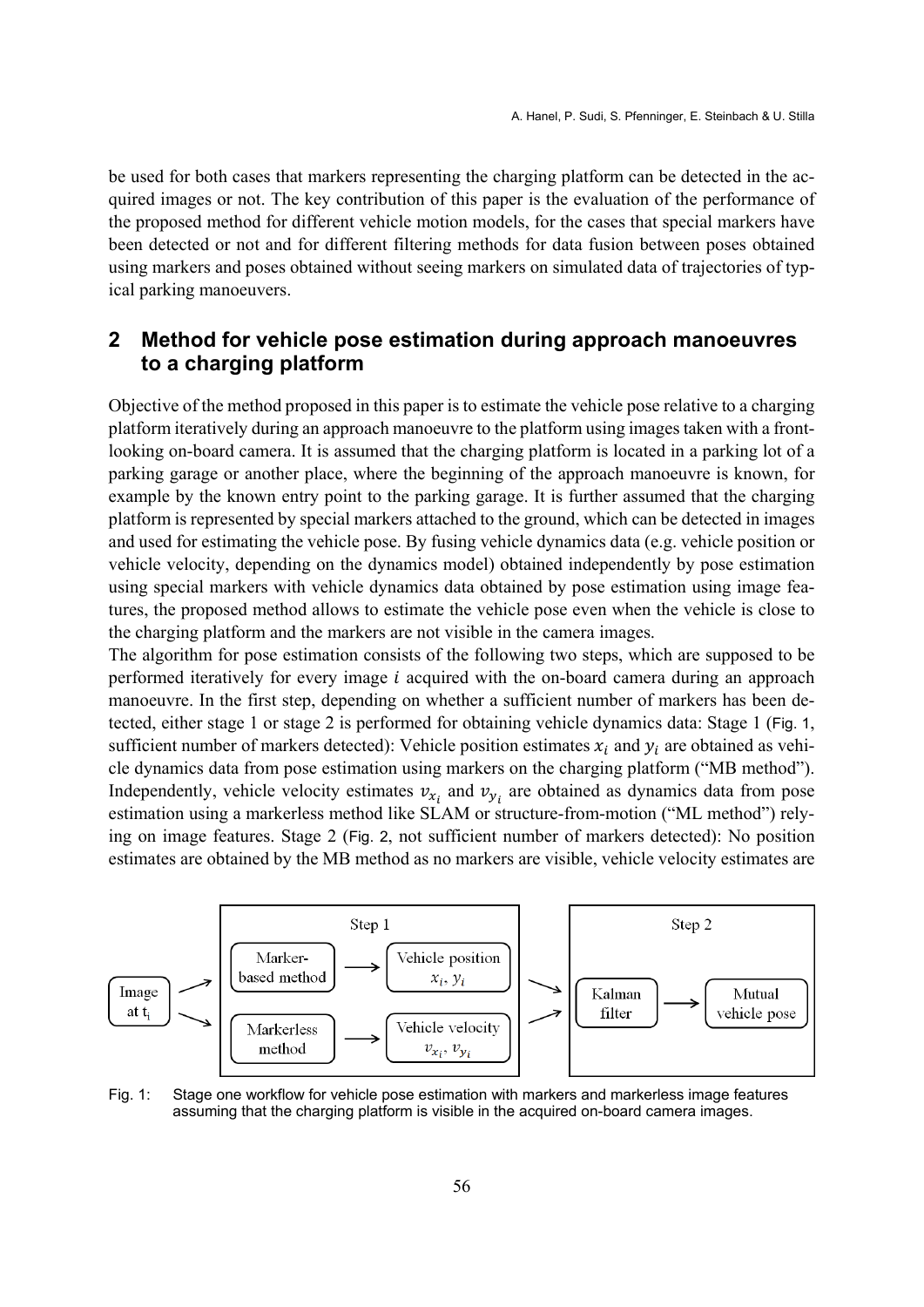be used for both cases that markers representing the charging platform can be detected in the acquired images or not. The key contribution of this paper is the evaluation of the performance of the proposed method for different vehicle motion models, for the cases that special markers have been detected or not and for different filtering methods for data fusion between poses obtained using markers and poses obtained without seeing markers on simulated data of trajectories of typical parking manoeuvers.

## 2 Method for vehicle pose estimation during approach manoeuvres to a charging platform

Objective of the method proposed in this paper is to estimate the vehicle pose relative to a charging platform iteratively during an approach manoeuvre to the platform using images taken with a front-looking on-board camera. It is assumed that the charging platform is located in a parking lot of a parking garage or another place, where the beginning of the approach manoeuvre is known, for example by the known entry point to the parking garage. It is further assumed that the charging platform is represented by special markers attached to the ground, which can be detected in images and used for estimating the vehicle pose. By fusing vehicle dynamics data (e.g. vehicle position or vehicle velocity, depending on the dynamics model) obtained independently by pose estimation using special markers with vehicle dynamics data obtained by pose estimation using image features, the proposed method allows to estimate the vehicle pose even when the vehicle is close to the charging platform and the markers are not visible in the camera images.

The algorithm for pose estimation consists of the following two steps, which are supposed to be performed iteratively for every image $i$ acquired with the on-board camera during an approach manoeuvre. In the first step, depending on whether a sufficient number of markers has been detected, either stage 1 or stage 2 is performed for obtaining vehicle dynamics data: Stage 1 (Fig. 1, sufficient number of markers detected): Vehicle position estimates $x_i$ and $y_i$ are obtained as vehicle dynamics data from pose estimation using markers on the charging platform ("MB method"). Independently, vehicle velocity estimates $v_{x_i}$ and $v_{y_i}$ are obtained as dynamics data from pose estimation using a markerless method like SLAM or structure-from-motion ("ML method") relying on image features. Stage 2 (Fig. 2, not sufficient number of markers detected): No position estimates are obtained by the MB method as no markers are visible, vehicle velocity estimates are

Fig. 1: Stage one workflow for vehicle pose estimation with markers and markerless image features assuming that the charging platform is visible in the acquired on-board camera images.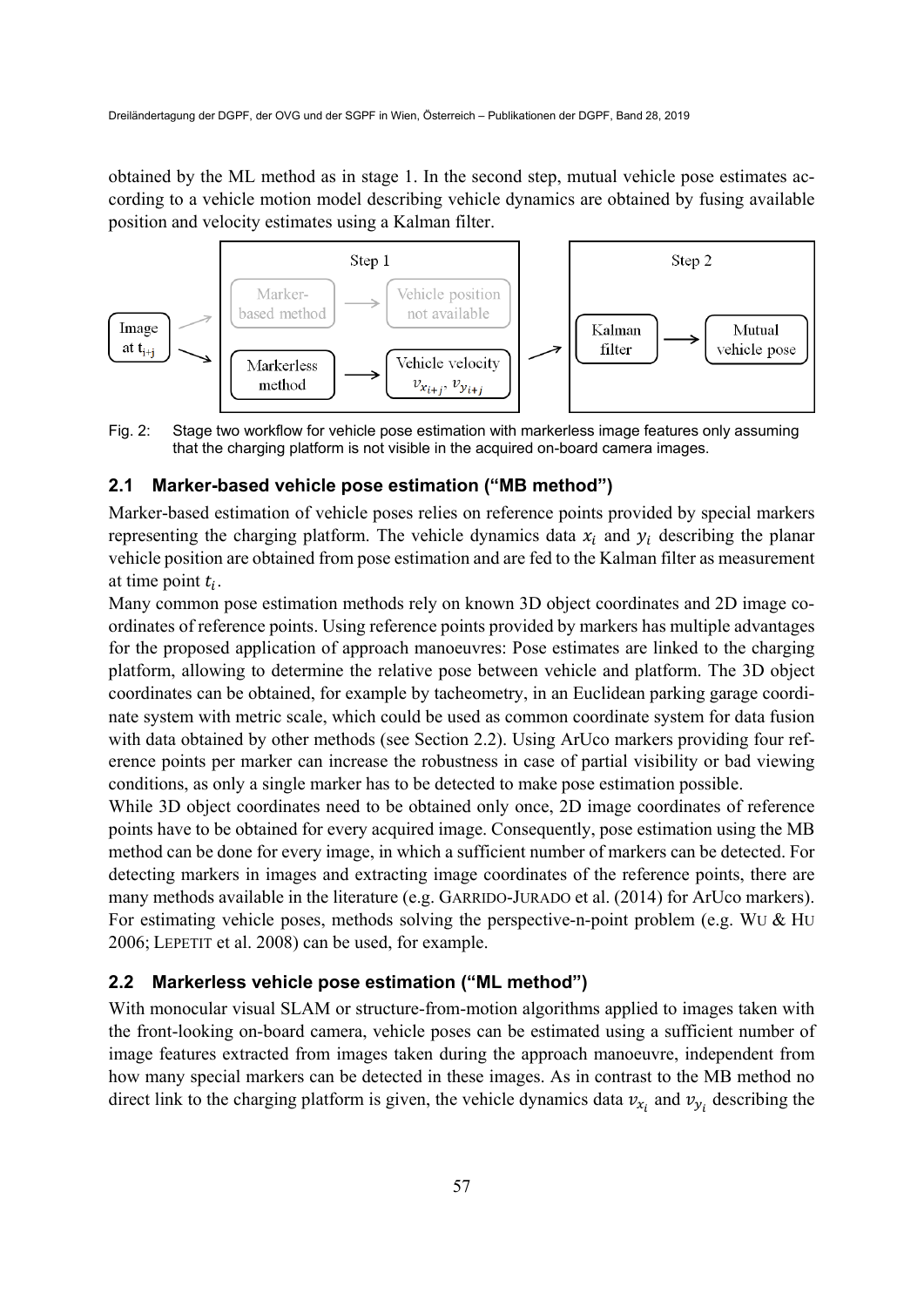obtained by the ML method as in stage 1. In the second step, mutual vehicle pose estimates according to a vehicle motion model describing vehicle dynamics are obtained by fusing available position and velocity estimates using a Kalman filter.

Fig. 2: Stage two workflow for vehicle pose estimation with markerless image features only assuming that the charging platform is not visible in the acquired on-board camera images.

### 2.1 Marker-based vehicle pose estimation ("MB method")

Marker-based estimation of vehicle poses relies on reference points provided by special markers representing the charging platform. The vehicle dynamics data $x_i$ and $y_i$ describing the planar vehicle position are obtained from pose estimation and are fed to the Kalman filter as measurement at time point $t_i$.

Many common pose estimation methods rely on known 3D object coordinates and 2D image coordinates of reference points. Using reference points provided by markers has multiple advantages for the proposed application of approach manoeuvres: Pose estimates are linked to the charging platform, allowing to determine the relative pose between vehicle and platform. The 3D object coordinates can be obtained, for example by tacheometry, in an Euclidean parking garage coordinate system with metric scale, which could be used as common coordinate system for data fusion with data obtained by other methods (see Section 2.2). Using ArUco markers providing four reference points per marker can increase the robustness in case of partial visibility or bad viewing conditions, as only a single marker has to be detected to make pose estimation possible.

While 3D object coordinates need to be obtained only once, 2D image coordinates of reference points have to be obtained for every acquired image. Consequently, pose estimation using the MB method can be done for every image, in which a sufficient number of markers can be detected. For detecting markers in images and extracting image coordinates of the reference points, there are many methods available in the literature (e.g. GARRIDO-JURADO et al. (2014) for ArUco markers). For estimating vehicle poses, methods solving the perspective-n-point problem (e.g. WU & HU 2006; LEPETIT et al. 2008) can be used, for example.

### 2.2 Markerless vehicle pose estimation ("ML method")

With monocular visual SLAM or structure-from-motion algorithms applied to images taken with the front-looking on-board camera, vehicle poses can be estimated using a sufficient number of image features extracted from images taken during the approach manoeuvre, independent from how many special markers can be detected in these images. As in contrast to the MB method no direct link to the charging platform is given, the vehicle dynamics data $v_{x_i}$ and $v_{y_i}$ describing the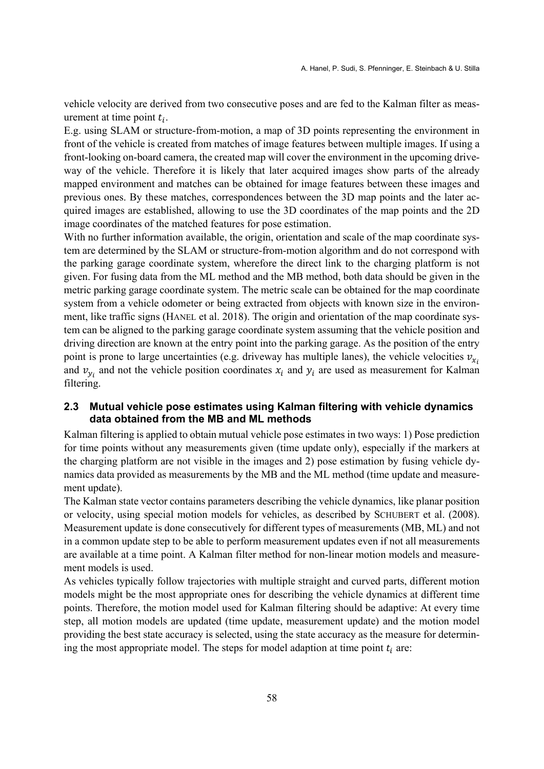vehicle velocity are derived from two consecutive poses and are fed to the Kalman filter as measurement at time point $t_i$.

E.g. using SLAM or structure-from-motion, a map of 3D points representing the environment in front of the vehicle is created from matches of image features between multiple images. If using a front-looking on-board camera, the created map will cover the environment in the upcoming driveway of the vehicle. Therefore it is likely that later acquired images show parts of the already mapped environment and matches can be obtained for image features between these images and previous ones. By these matches, correspondences between the 3D map points and the later acquired images are established, allowing to use the 3D coordinates of the map points and the 2D image coordinates of the matched features for pose estimation.

With no further information available, the origin, orientation and scale of the map coordinate system are determined by the SLAM or structure-from-motion algorithm and do not correspond with the parking garage coordinate system, wherefore the direct link to the charging platform is not given. For fusing data from the ML method and the MB method, both data should be given in the metric parking garage coordinate system. The metric scale can be obtained for the map coordinate system from a vehicle odometer or being extracted from objects with known size in the environment, like traffic signs (HANEL et al. 2018). The origin and orientation of the map coordinate system can be aligned to the parking garage coordinate system assuming that the vehicle position and driving direction are known at the entry point into the parking garage. As the position of the entry point is prone to large uncertainties (e.g. driveway has multiple lanes), the vehicle velocities $v_{x_i}$ and $v_{y_i}$ and not the vehicle position coordinates $x_i$ and $y_i$ are used as measurement for Kalman filtering.

### 2.3 Mutual vehicle pose estimates using Kalman filtering with vehicle dynamics data obtained from the MB and ML methods

Kalman filtering is applied to obtain mutual vehicle pose estimates in two ways: 1) Pose prediction for time points without any measurements given (time update only), especially if the markers at the charging platform are not visible in the images and 2) pose estimation by fusing vehicle dynamics data provided as measurements by the MB and the ML method (time update and measurement update).

The Kalman state vector contains parameters describing the vehicle dynamics, like planar position or velocity, using special motion models for vehicles, as described by SCHUBERT et al. (2008). Measurement update is done consecutively for different types of measurements (MB, ML) and not in a common update step to be able to perform measurement updates even if not all measurements are available at a time point. A Kalman filter method for non-linear motion models and measurement models is used.

As vehicles typically follow trajectories with multiple straight and curved parts, different motion models might be the most appropriate ones for describing the vehicle dynamics at different time points. Therefore, the motion model used for Kalman filtering should be adaptive: At every time step, all motion models are updated (time update, measurement update) and the motion model providing the best state accuracy is selected, using the state accuracy as the measure for determining the most appropriate model. The steps for model adaption at time point $t_i$ are: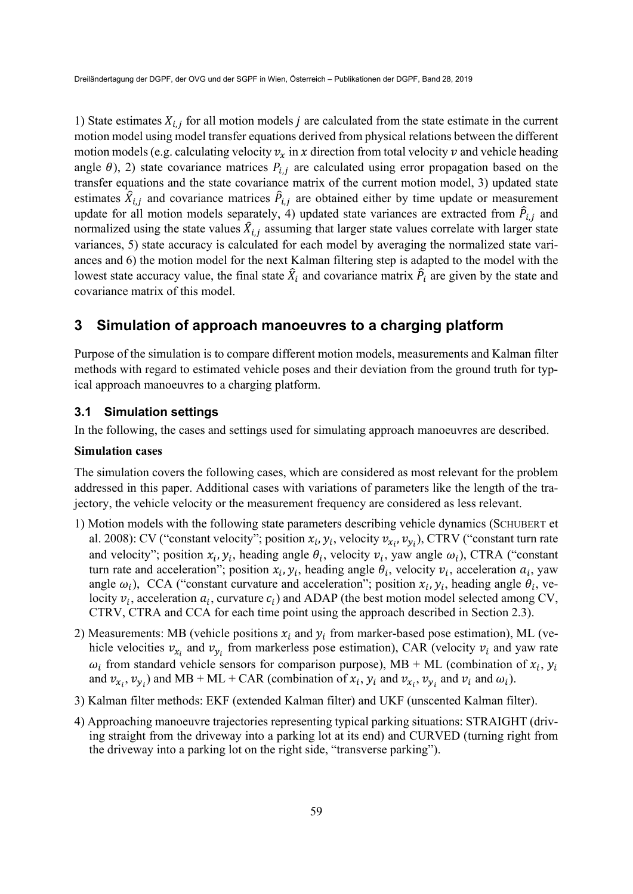1) State estimates $X_{i,j}$ for all motion models $j$ are calculated from the state estimate in the current motion model using model transfer equations derived from physical relations between the different motion models (e.g. calculating velocity $v_x$ in $x$ direction from total velocity $v$ and vehicle heading angle $\theta$), 2) state covariance matrices $P_{i,j}$ are calculated using error propagation based on the transfer equations and the state covariance matrix of the current motion model, 3) updated state estimates $\hat{X}_{i,j}$ and covariance matrices $\hat{P}_{i,j}$ are obtained either by time update or measurement update for all motion models separately, 4) updated state variances are extracted from $\hat{P}_{i,j}$ and normalized using the state values $\hat{X}_{i,j}$ assuming that larger state values correlate with larger state variances, 5) state accuracy is calculated for each model by averaging the normalized state variances and 6) the motion model for the next Kalman filtering step is adapted to the model with the lowest state accuracy value, the final state $\hat{X}_i$ and covariance matrix $\hat{P}_i$ are given by the state and covariance matrix of this model.

# 3 Simulation of approach manoeuvres to a charging platform

Purpose of the simulation is to compare different motion models, measurements and Kalman filter methods with regard to estimated vehicle poses and their deviation from the ground truth for typical approach manoeuvres to a charging platform.

## 3.1 Simulation settings

In the following, the cases and settings used for simulating approach manoeuvres are described.

**Simulation cases**

The simulation covers the following cases, which are considered as most relevant for the problem addressed in this paper. Additional cases with variations of parameters like the length of the trajectory, the vehicle velocity or the measurement frequency are considered as less relevant.

1) Motion models with the following state parameters describing vehicle dynamics (SCHUBERT et al. 2008): CV ("constant velocity"; position $x_i, y_i$, velocity $v_{x_i}, v_{y_i}$), CTRV ("constant turn rate and velocity"; position $x_i, y_i$, heading angle $\theta_i$, velocity $v_i$, yaw angle $\omega_i$), CTRA ("constant turn rate and acceleration"; position $x_i, y_i$, heading angle $\theta_i$, velocity $v_i$, acceleration $a_i$, yaw angle $\omega_i$), CCA ("constant curvature and acceleration"; position $x_i, y_i$, heading angle $\theta_i$, velocity $v_i$, acceleration $a_i$, curvature $c_i$) and ADAP (the best motion model selected among CV, CTRV, CTRA and CCA for each time point using the approach described in Section 2.3).
2) Measurements: MB (vehicle positions $x_i$ and $y_i$ from marker-based pose estimation), ML (vehicle velocities $v_{x_i}$ and $v_{y_i}$ from markerless pose estimation), CAR (velocity $v_i$ and yaw rate $\omega_i$ from standard vehicle sensors for comparison purpose), MB + ML (combination of $x_i$, $y_i$ and $v_{x_i}, v_{y_i}$) and MB + ML + CAR (combination of $x_i$, $y_i$ and $v_{x_i}, v_{y_i}$ and $v_i$ and $\omega_i$).
3) Kalman filter methods: EKF (extended Kalman filter) and UKF (unscented Kalman filter).
4) Approaching manoeuvre trajectories representing typical parking situations: STRAIGHT (driving straight from the driveway into a parking lot at its end) and CURVED (turning right from the driveway into a parking lot on the right side, "transverse parking").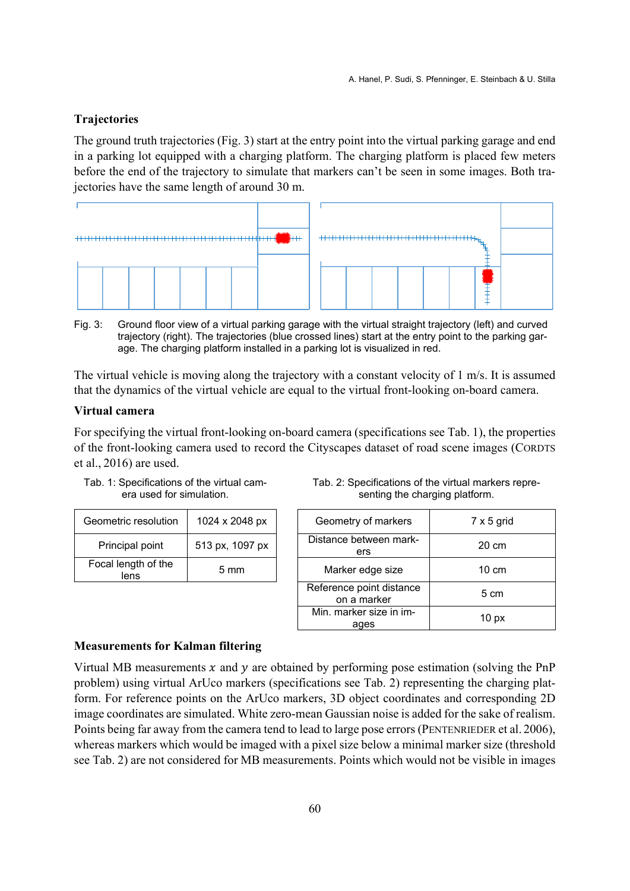### Trajectories

The ground truth trajectories (Fig. 3) start at the entry point into the virtual parking garage and end in a parking lot equipped with a charging platform. The charging platform is placed few meters before the end of the trajectory to simulate that markers can't be seen in some images. Both trajectories have the same length of around 30 m.

Fig. 3: Ground floor view of a virtual parking garage with the virtual straight trajectory (left) and curved trajectory (right). The trajectories (blue crossed lines) start at the entry point to the parking garage. The charging platform installed in a parking lot is visualized in red.

The virtual vehicle is moving along the trajectory with a constant velocity of 1 m/s. It is assumed that the dynamics of the virtual vehicle are equal to the virtual front-looking on-board camera.

### Virtual camera

For specifying the virtual front-looking on-board camera (specifications see Tab. 1), the properties of the front-looking camera used to record the Cityscapes dataset of road scene images (CORDTS et al., 2016) are used.

Tab. 1: Specifications of the virtual camera used for simulation.

| Geometric resolution | 1024 x 2048 px |
| --- | --- |
| Principal point | 513 px, 1097 px |
| Focal length of the lens | 5 mm |

Tab. 2: Specifications of the virtual markers representing the charging platform.

| Geometry of markers | 7 x 5 grid |
| --- | --- |
| Distance between markers | 20 cm |
| Marker edge size | 10 cm |
| Reference point distance on a marker | 5 cm |
| Min. marker size in images | 10 px |

### Measurements for Kalman filtering

Virtual MB measurements $x$ and $y$ are obtained by performing pose estimation (solving the PnP problem) using virtual ArUco markers (specifications see Tab. 2) representing the charging platform. For reference points on the ArUco markers, 3D object coordinates and corresponding 2D image coordinates are simulated. White zero-mean Gaussian noise is added for the sake of realism. Points being far away from the camera tend to lead to large pose errors (PENTENRIEDER et al. 2006), whereas markers which would be imaged with a pixel size below a minimal marker size (threshold see Tab. 2) are not considered for MB measurements. Points which would not be visible in images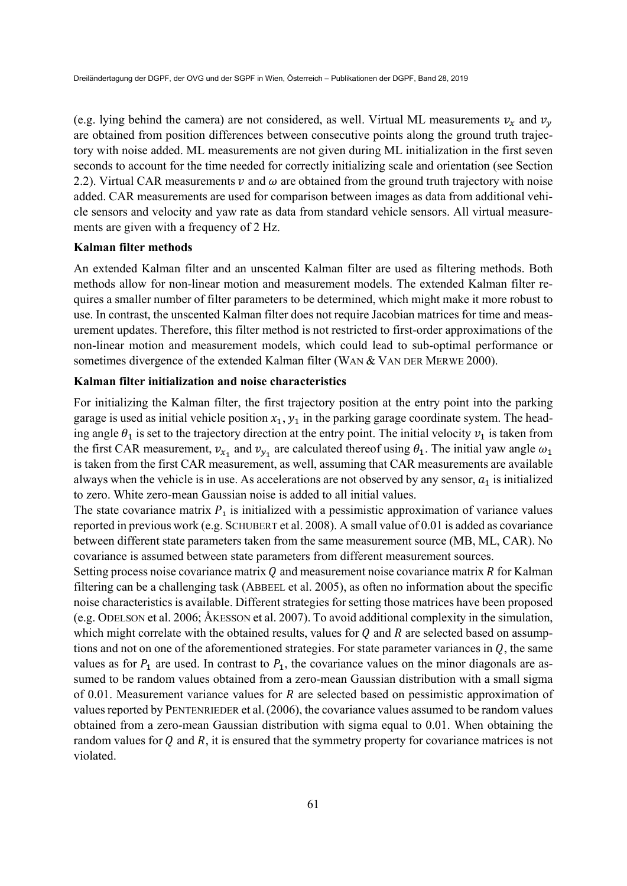(e.g. lying behind the camera) are not considered, as well. Virtual ML measurements $v_x$ and $v_y$ are obtained from position differences between consecutive points along the ground truth trajectory with noise added. ML measurements are not given during ML initialization in the first seven seconds to account for the time needed for correctly initializing scale and orientation (see Section 2.2). Virtual CAR measurements $v$ and $\omega$ are obtained from the ground truth trajectory with noise added. CAR measurements are used for comparison between images as data from additional vehicle sensors and velocity and yaw rate as data from standard vehicle sensors. All virtual measurements are given with a frequency of 2 Hz.

**Kalman filter methods**

An extended Kalman filter and an unscented Kalman filter are used as filtering methods. Both methods allow for non-linear motion and measurement models. The extended Kalman filter requires a smaller number of filter parameters to be determined, which might make it more robust to use. In contrast, the unscented Kalman filter does not require Jacobian matrices for time and measurement updates. Therefore, this filter method is not restricted to first-order approximations of the non-linear motion and measurement models, which could lead to sub-optimal performance or sometimes divergence of the extended Kalman filter (WAN & VAN DER MERWE 2000).

**Kalman filter initialization and noise characteristics**

For initializing the Kalman filter, the first trajectory position at the entry point into the parking garage is used as initial vehicle position $x_1, y_1$ in the parking garage coordinate system. The heading angle $\theta_1$ is set to the trajectory direction at the entry point. The initial velocity $v_1$ is taken from the first CAR measurement, $v_{x_1}$ and $v_{y_1}$ are calculated thereof using $\theta_1$. The initial yaw angle $\omega_1$ is taken from the first CAR measurement, as well, assuming that CAR measurements are available always when the vehicle is in use. As accelerations are not observed by any sensor, $a_1$ is initialized to zero. White zero-mean Gaussian noise is added to all initial values.

The state covariance matrix $P_1$ is initialized with a pessimistic approximation of variance values reported in previous work (e.g. SCHUBERT et al. 2008). A small value of 0.01 is added as covariance between different state parameters taken from the same measurement source (MB, ML, CAR). No covariance is assumed between state parameters from different measurement sources.

Setting process noise covariance matrix $Q$ and measurement noise covariance matrix $R$ for Kalman filtering can be a challenging task (ABBEEL et al. 2005), as often no information about the specific noise characteristics is available. Different strategies for setting those matrices have been proposed (e.g. ODELSON et al. 2006; ÅKESSON et al. 2007). To avoid additional complexity in the simulation, which might correlate with the obtained results, values for $Q$ and $R$ are selected based on assumptions and not on one of the aforementioned strategies. For state parameter variances in $Q$, the same values as for $P_1$ are used. In contrast to $P_1$, the covariance values on the minor diagonals are assumed to be random values obtained from a zero-mean Gaussian distribution with a small sigma of 0.01. Measurement variance values for $R$ are selected based on pessimistic approximation of values reported by PENTENRIEDER et al. (2006), the covariance values assumed to be random values obtained from a zero-mean Gaussian distribution with sigma equal to 0.01. When obtaining the random values for $Q$ and $R$, it is ensured that the symmetry property for covariance matrices is not violated.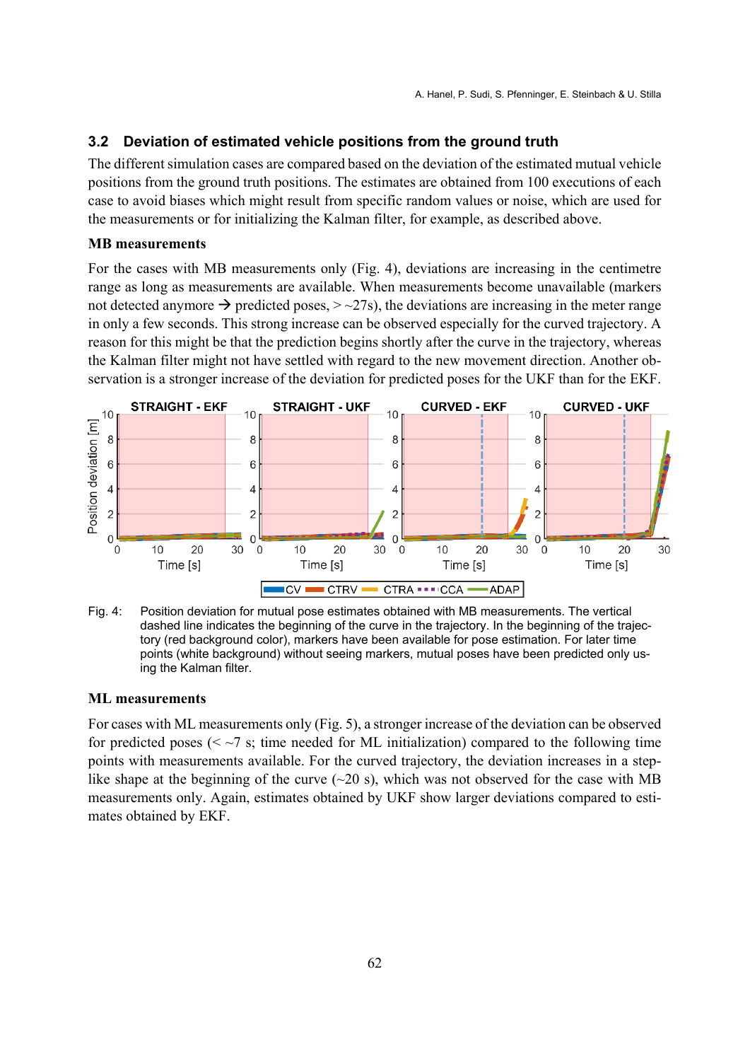### 3.2 Deviation of estimated vehicle positions from the ground truth

The different simulation cases are compared based on the deviation of the estimated mutual vehicle positions from the ground truth positions. The estimates are obtained from 100 executions of each case to avoid biases which might result from specific random values or noise, which are used for the measurements or for initializing the Kalman filter, for example, as described above.

**MB measurements**

For the cases with MB measurements only (Fig. 4), deviations are increasing in the centimetre range as long as measurements are available. When measurements become unavailable (markers not detected anymore → predicted poses, > ~27s), the deviations are increasing in the meter range in only a few seconds. This strong increase can be observed especially for the curved trajectory. A reason for this might be that the prediction begins shortly after the curve in the trajectory, whereas the Kalman filter might not have settled with regard to the new movement direction. Another observation is a stronger increase of the deviation for predicted poses for the UKF than for the EKF.

Fig. 4: Position deviation for mutual pose estimates obtained with MB measurements. The vertical dashed line indicates the beginning of the curve in the trajectory. In the beginning of the trajectory (red background color), markers have been available for pose estimation. For later time points (white background) without seeing markers, mutual poses have been predicted only using the Kalman filter.

**ML measurements**

For cases with ML measurements only (Fig. 5), a stronger increase of the deviation can be observed for predicted poses (< ~7 s; time needed for ML initialization) compared to the following time points with measurements available. For the curved trajectory, the deviation increases in a step-like shape at the beginning of the curve (~20 s), which was not observed for the case with MB measurements only. Again, estimates obtained by UKF show larger deviations compared to estimates obtained by EKF.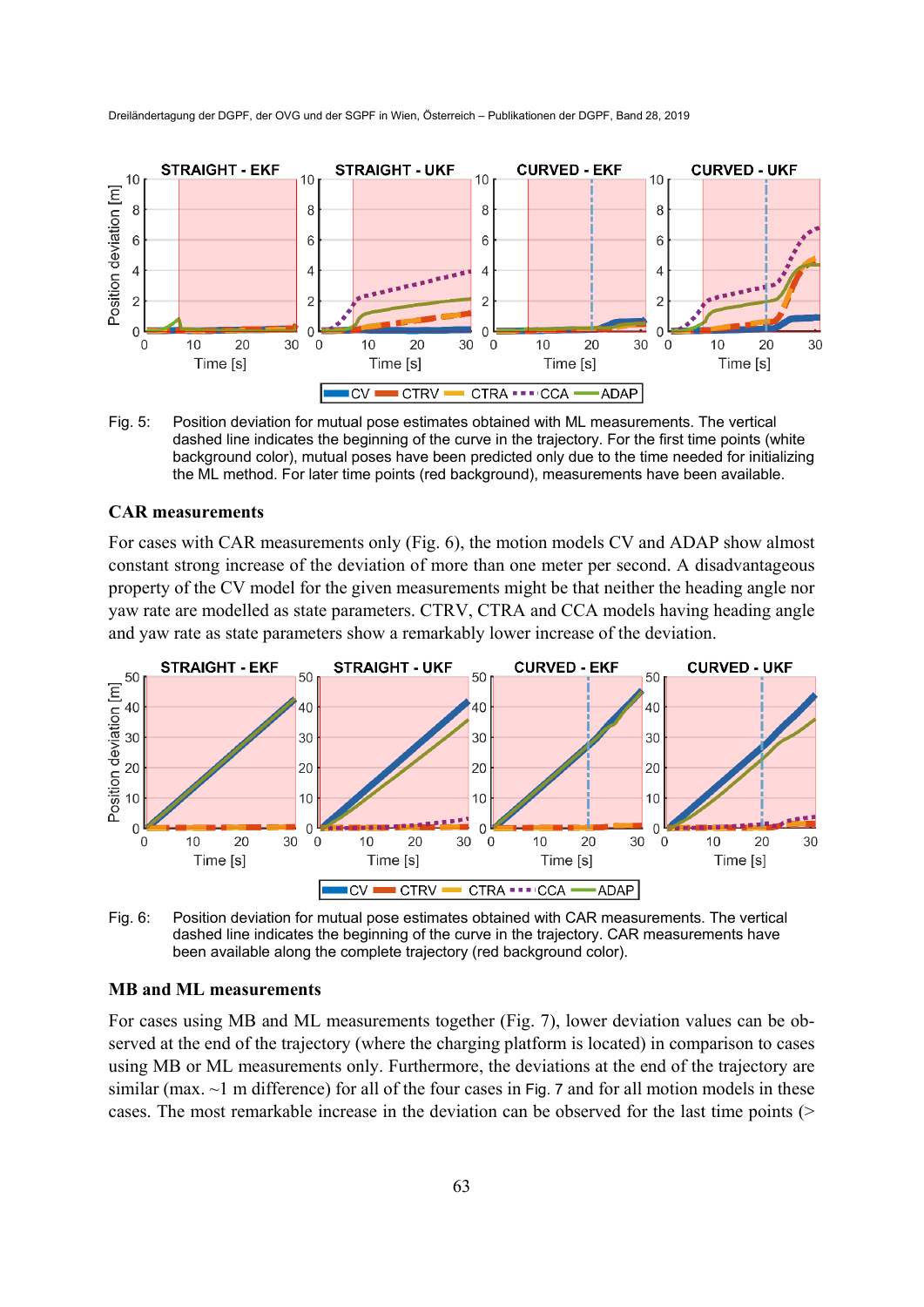Fig. 5: Position deviation for mutual pose estimates obtained with ML measurements. The vertical dashed line indicates the beginning of the curve in the trajectory. For the first time points (white background color), mutual poses have been predicted only due to the time needed for initializing the ML method. For later time points (red background), measurements have been available.

### CAR measurements

For cases with CAR measurements only (Fig. 6), the motion models CV and ADAP show almost constant strong increase of the deviation of more than one meter per second. A disadvantageous property of the CV model for the given measurements might be that neither the heading angle nor yaw rate are modelled as state parameters. CTRV, CTRA and CCA models having heading angle and yaw rate as state parameters show a remarkably lower increase of the deviation.

Fig. 6: Position deviation for mutual pose estimates obtained with CAR measurements. The vertical dashed line indicates the beginning of the curve in the trajectory. CAR measurements have been available along the complete trajectory (red background color).

### MB and ML measurements

For cases using MB and ML measurements together (Fig. 7), lower deviation values can be observed at the end of the trajectory (where the charging platform is located) in comparison to cases using MB or ML measurements only. Furthermore, the deviations at the end of the trajectory are similar (max. ~1 m difference) for all of the four cases in Fig. 7 and for all motion models in these cases. The most remarkable increase in the deviation can be observed for the last time points (>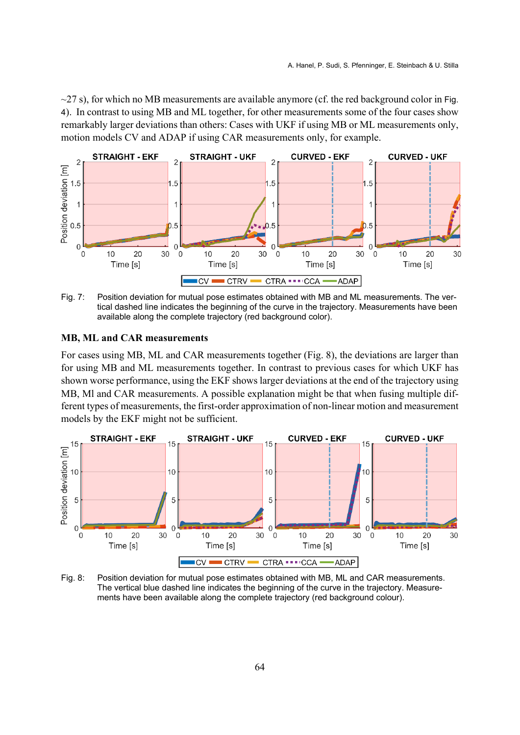~27 s), for which no MB measurements are available anymore (cf. the red background color in Fig. 4). In contrast to using MB and ML together, for other measurements some of the four cases show remarkably larger deviations than others: Cases with UKF if using MB or ML measurements only, motion models CV and ADAP if using CAR measurements only, for example.

Fig. 7: Position deviation for mutual pose estimates obtained with MB and ML measurements. The vertical dashed line indicates the beginning of the curve in the trajectory. Measurements have been available along the complete trajectory (red background color).

### MB, ML and CAR measurements

For cases using MB, ML and CAR measurements together (Fig. 8), the deviations are larger than for using MB and ML measurements together. In contrast to previous cases for which UKF has shown worse performance, using the EKF shows larger deviations at the end of the trajectory using MB, Ml and CAR measurements. A possible explanation might be that when fusing multiple different types of measurements, the first-order approximation of non-linear motion and measurement models by the EKF might not be sufficient.

Fig. 8: Position deviation for mutual pose estimates obtained with MB, ML and CAR measurements. The vertical blue dashed line indicates the beginning of the curve in the trajectory. Measurements have been available along the complete trajectory (red background colour).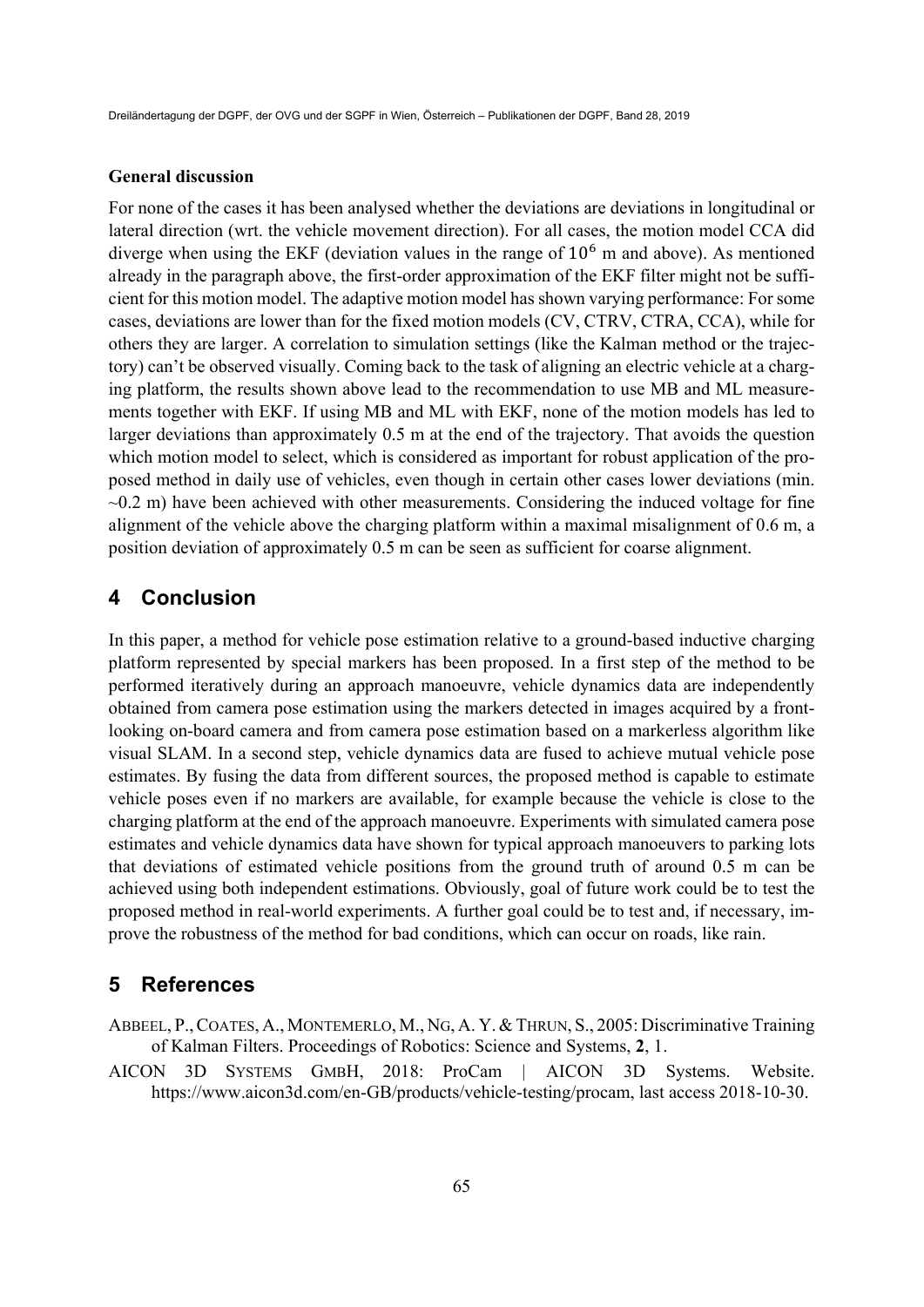**General discussion**

For none of the cases it has been analysed whether the deviations are deviations in longitudinal or lateral direction (wrt. the vehicle movement direction). For all cases, the motion model CCA did diverge when using the EKF (deviation values in the range of $10^6$ m and above). As mentioned already in the paragraph above, the first-order approximation of the EKF filter might not be sufficient for this motion model. The adaptive motion model has shown varying performance: For some cases, deviations are lower than for the fixed motion models (CV, CTRV, CTRA, CCA), while for others they are larger. A correlation to simulation settings (like the Kalman method or the trajectory) can't be observed visually. Coming back to the task of aligning an electric vehicle at a charging platform, the results shown above lead to the recommendation to use MB and ML measurements together with EKF. If using MB and ML with EKF, none of the motion models has led to larger deviations than approximately 0.5 m at the end of the trajectory. That avoids the question which motion model to select, which is considered as important for robust application of the proposed method in daily use of vehicles, even though in certain other cases lower deviations (min. ~0.2 m) have been achieved with other measurements. Considering the induced voltage for fine alignment of the vehicle above the charging platform within a maximal misalignment of 0.6 m, a position deviation of approximately 0.5 m can be seen as sufficient for coarse alignment.

## 4 Conclusion

In this paper, a method for vehicle pose estimation relative to a ground-based inductive charging platform represented by special markers has been proposed. In a first step of the method to be performed iteratively during an approach manoeuvre, vehicle dynamics data are independently obtained from camera pose estimation using the markers detected in images acquired by a front-looking on-board camera and from camera pose estimation based on a markerless algorithm like visual SLAM. In a second step, vehicle dynamics data are fused to achieve mutual vehicle pose estimates. By fusing the data from different sources, the proposed method is capable to estimate vehicle poses even if no markers are available, for example because the vehicle is close to the charging platform at the end of the approach manoeuvre. Experiments with simulated camera pose estimates and vehicle dynamics data have shown for typical approach manoeuvers to parking lots that deviations of estimated vehicle positions from the ground truth of around 0.5 m can be achieved using both independent estimations. Obviously, goal of future work could be to test the proposed method in real-world experiments. A further goal could be to test and, if necessary, improve the robustness of the method for bad conditions, which can occur on roads, like rain.

## 5 References

ABBEEL, P., COATES, A., MONTEMERLO, M., NG, A. Y. & THRUN, S., 2005: Discriminative Training of Kalman Filters. Proceedings of Robotics: Science and Systems, **2**, 1.

AICON 3D SYSTEMS GMBH, 2018: ProCam | AICON 3D Systems. Website. https://www.aicon3d.com/en-GB/products/vehicle-testing/procam, last access 2018-10-30.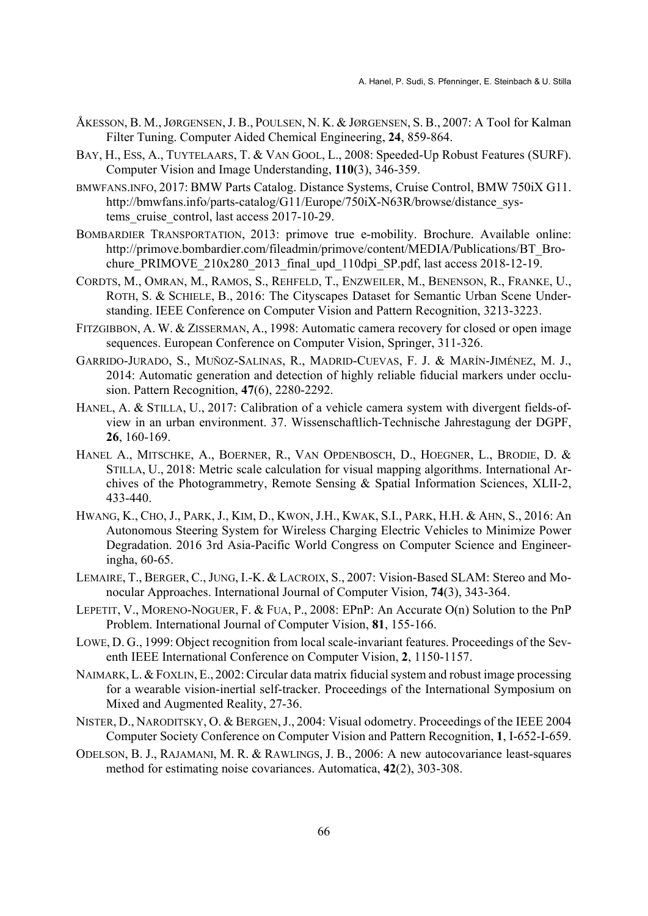ÅKESSON, B. M., JØRGENSEN, J. B., POULSEN, N. K. & JØRGENSEN, S. B., 2007: A Tool for Kalman Filter Tuning. Computer Aided Chemical Engineering, **24**, 859-864.

BAY, H., ESS, A., TUYTELAARS, T. & VAN GOOL, L., 2008: Speeded-Up Robust Features (SURF). Computer Vision and Image Understanding, **110**(3), 346-359.

BMWFANS.INFO, 2017: BMW Parts Catalog. Distance Systems, Cruise Control, BMW 750iX G11. http://bmwfans.info/parts-catalog/G11/Europe/750iX-N63R/browse/distance_systems_cruise_control, last access 2017-10-29.

BOMBARDIER TRANSPORTATION, 2013: primove true e-mobility. Brochure. Available online: http://primove.bombardier.com/fileadmin/primove/content/MEDIA/Publications/BT_Brochure_PRIMOVE_210x280_2013_final_upd_110dpi_SP.pdf, last access 2018-12-19.

CORDTS, M., OMRAN, M., RAMOS, S., REHFELD, T., ENZWEILER, M., BENENSON, R., FRANKE, U., ROTH, S. & SCHIELE, B., 2016: The Cityscapes Dataset for Semantic Urban Scene Understanding. IEEE Conference on Computer Vision and Pattern Recognition, 3213-3223.

FITZGIBBON, A. W. & ZISSERMAN, A., 1998: Automatic camera recovery for closed or open image sequences. European Conference on Computer Vision, Springer, 311-326.

GARRIDO-JURADO, S., MUÑOZ-SALINAS, R., MADRID-CUEVAS, F. J. & MARÍN-JIMÉNEZ, M. J., 2014: Automatic generation and detection of highly reliable fiducial markers under occlusion. Pattern Recognition, **47**(6), 2280-2292.

HANEL, A. & STILLA, U., 2017: Calibration of a vehicle camera system with divergent fields-of-view in an urban environment. 37. Wissenschaftlich-Technische Jahrestagung der DGPF, **26**, 160-169.

HANEL A., MITSCHKE, A., BOERNER, R., VAN OPDENBOSCH, D., HOEGNER, L., BRODIE, D. & STILLA, U., 2018: Metric scale calculation for visual mapping algorithms. International Archives of the Photogrammetry, Remote Sensing & Spatial Information Sciences, XLII-2, 433-440.

HWANG, K., CHO, J., PARK, J., KIM, D., KWON, J.H., KWAK, S.I., PARK, H.H. & AHN, S., 2016: An Autonomous Steering System for Wireless Charging Electric Vehicles to Minimize Power Degradation. 2016 3rd Asia-Pacific World Congress on Computer Science and Engineeringha, 60-65.

LEMAIRE, T., BERGER, C., JUNG, I.-K. & LACROIX, S., 2007: Vision-Based SLAM: Stereo and Monocular Approaches. International Journal of Computer Vision, **74**(3), 343-364.

LEPETIT, V., MORENO-NOGUER, F. & FUA, P., 2008: EPnP: An Accurate O(n) Solution to the PnP Problem. International Journal of Computer Vision, **81**, 155-166.

LOWE, D. G., 1999: Object recognition from local scale-invariant features. Proceedings of the Seventh IEEE International Conference on Computer Vision, **2**, 1150-1157.

NAIMARK, L. & FOXLIN, E., 2002: Circular data matrix fiducial system and robust image processing for a wearable vision-inertial self-tracker. Proceedings of the International Symposium on Mixed and Augmented Reality, 27-36.

NISTER, D., NARODITSKY, O. & BERGEN, J., 2004: Visual odometry. Proceedings of the IEEE 2004 Computer Society Conference on Computer Vision and Pattern Recognition, **1**, I-652-I-659.

ODELSON, B. J., RAJAMANI, M. R. & RAWLINGS, J. B., 2006: A new autocovariance least-squares method for estimating noise covariances. Automatica, **42**(2), 303-308.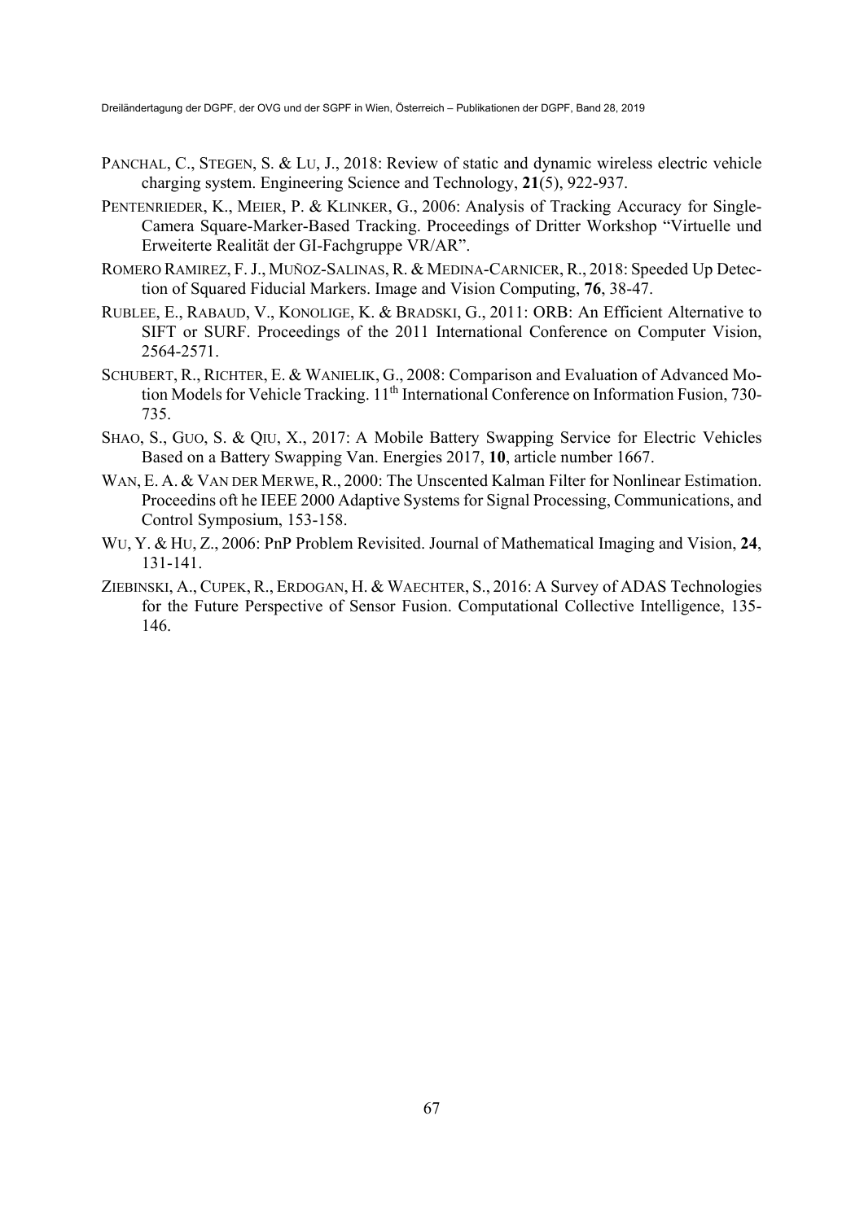PANCHAL, C., STEGEN, S. & LU, J., 2018: Review of static and dynamic wireless electric vehicle charging system. Engineering Science and Technology, **21**(5), 922-937.

PENTENRIEDER, K., MEIER, P. & KLINKER, G., 2006: Analysis of Tracking Accuracy for Single-Camera Square-Marker-Based Tracking. Proceedings of Dritter Workshop "Virtuelle und Erweiterte Realität der GI-Fachgruppe VR/AR".

ROMERO RAMIREZ, F. J., MUÑOZ-SALINAS, R. & MEDINA-CARNICER, R., 2018: Speeded Up Detection of Squared Fiducial Markers. Image and Vision Computing, **76**, 38-47.

RUBLEE, E., RABAUD, V., KONOLIGE, K. & BRADSKI, G., 2011: ORB: An Efficient Alternative to SIFT or SURF. Proceedings of the 2011 International Conference on Computer Vision, 2564-2571.

SCHUBERT, R., RICHTER, E. & WANIELIK, G., 2008: Comparison and Evaluation of Advanced Motion Models for Vehicle Tracking. 11th International Conference on Information Fusion, 730-735.

SHAO, S., GUO, S. & QIU, X., 2017: A Mobile Battery Swapping Service for Electric Vehicles Based on a Battery Swapping Van. Energies 2017, **10**, article number 1667.

WAN, E. A. & VAN DER MERWE, R., 2000: The Unscented Kalman Filter for Nonlinear Estimation. Proceedins oft he IEEE 2000 Adaptive Systems for Signal Processing, Communications, and Control Symposium, 153-158.

WU, Y. & HU, Z., 2006: PnP Problem Revisited. Journal of Mathematical Imaging and Vision, **24**, 131-141.

ZIEBINSKI, A., CUPEK, R., ERDOGAN, H. & WAECHTER, S., 2016: A Survey of ADAS Technologies for the Future Perspective of Sensor Fusion. Computational Collective Intelligence, 135-146.